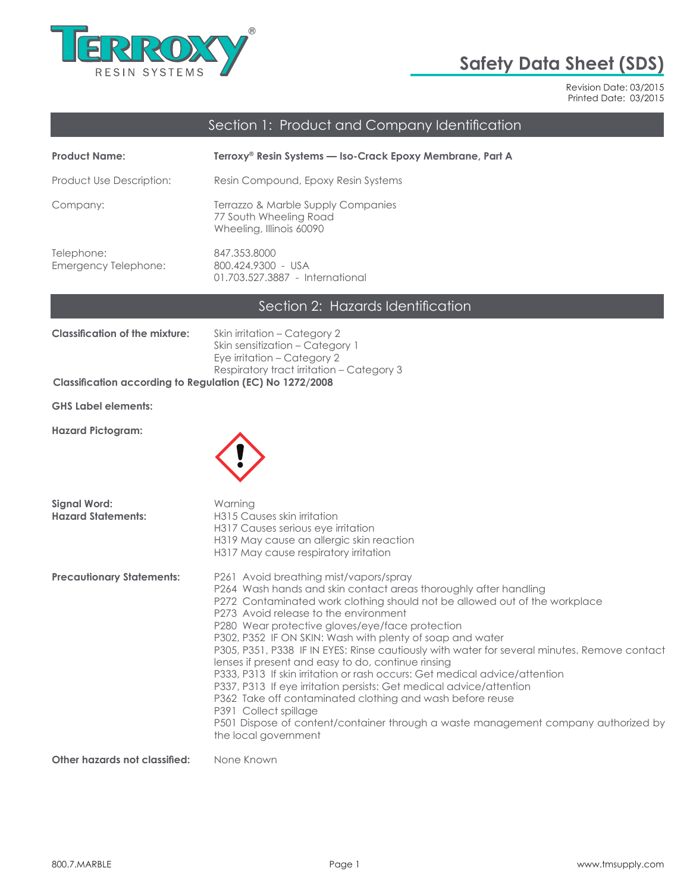# Safety Data Sheet (SDS)

Revision Date: 03/2015
Printed Date: 03/2015

## Section 1: Product and Company Identification

**Product Name:** **Terroxy® Resin Systems — Iso-Crack Epoxy Membrane, Part A**

Product Use Description: Resin Compound, Epoxy Resin Systems

Company: Terrazzo & Marble Supply Companies
77 South Wheeling Road
Wheeling, Illinois 60090

Telephone: 847.353.8000
Emergency Telephone: 800.424.9300 - USA
01.703.527.3887 - International

## Section 2: Hazards Identification

**Classification of the mixture:**
Skin irritation – Category 2
Skin sensitization – Category 1
Eye irritation – Category 2
Respiratory tract irritation – Category 3

**Classification according to Regulation (EC) No 1272/2008**

**GHS Label elements:**

**Hazard Pictogram:**

**Signal Word:** Warning

**Hazard Statements:**
H315 Causes skin irritation
H317 Causes serious eye irritation
H319 May cause an allergic skin reaction
H317 May cause respiratory irritation

**Precautionary Statements:**
P261 Avoid breathing mist/vapors/spray
P264 Wash hands and skin contact areas thoroughly after handling
P272 Contaminated work clothing should not be allowed out of the workplace
P273 Avoid release to the environment
P280 Wear protective gloves/eye/face protection
P302, P352 IF ON SKIN: Wash with plenty of soap and water
P305, P351, P338 IF IN EYES: Rinse cautiously with water for several minutes. Remove contact lenses if present and easy to do, continue rinsing
P333, P313 If skin irritation or rash occurs: Get medical advice/attention
P337, P313 If eye irritation persists: Get medical advice/attention
P362 Take off contaminated clothing and wash before reuse
P391 Collect spillage
P501 Dispose of content/container through a waste management company authorized by the local government

**Other hazards not classified:** None Known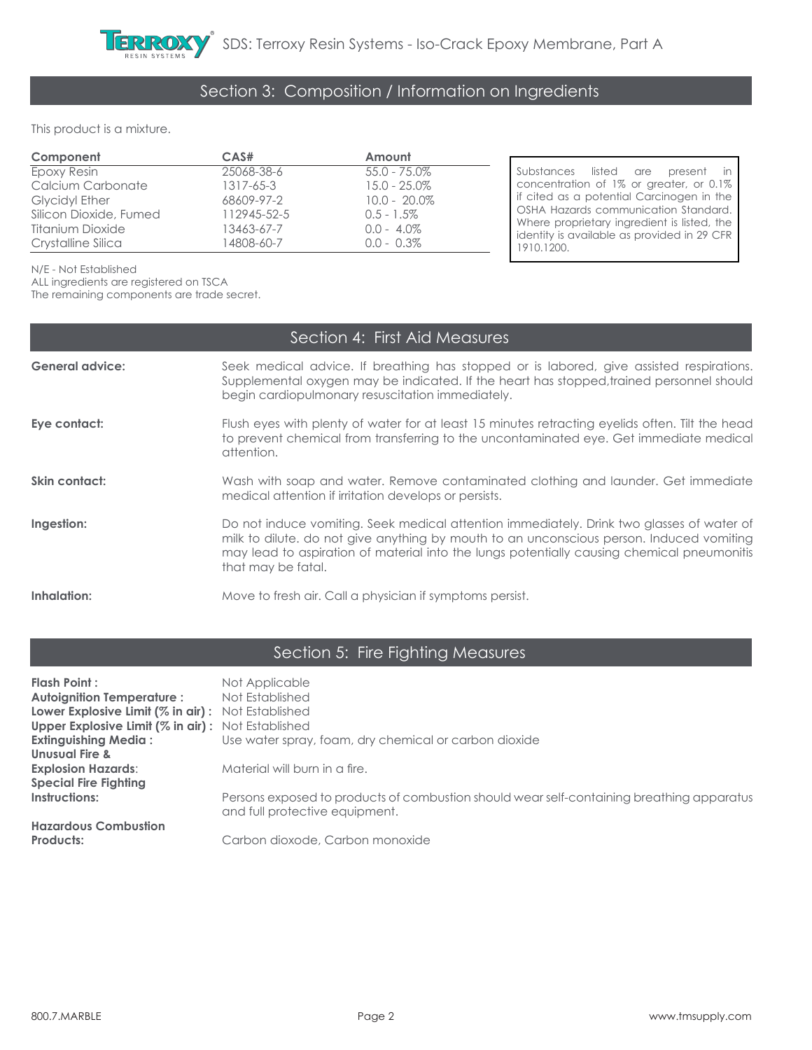## Section 3: Composition / Information on Ingredients

This product is a mixture.

| Component | CAS# | Amount |
|---|---|---|
| Epoxy Resin | 25068-38-6 | 55.0 - 75.0% |
| Calcium Carbonate | 1317-65-3 | 15.0 - 25.0% |
| Glycidyl Ether | 68609-97-2 | 10.0 - 20.0% |
| Silicon Dioxide, Fumed | 112945-52-5 | 0.5 - 1.5% |
| Titanium Dioxide | 13463-67-7 | 0.0 - 4.0% |
| Crystalline Silica | 14808-60-7 | 0.0 - 0.3% |

Substances listed are present in concentration of 1% or greater, or 0.1% if cited as a potential Carcinogen in the OSHA Hazards communication Standard. Where proprietary ingredient is listed, the identity is available as provided in 29 CFR 1910.1200.

N/E - Not Established
ALL ingredients are registered on TSCA
The remaining components are trade secret.

## Section 4: First Aid Measures

**General advice:** Seek medical advice. If breathing has stopped or is labored, give assisted respirations. Supplemental oxygen may be indicated. If the heart has stopped,trained personnel should begin cardiopulmonary resuscitation immediately.

**Eye contact:** Flush eyes with plenty of water for at least 15 minutes retracting eyelids often. Tilt the head to prevent chemical from transferring to the uncontaminated eye. Get immediate medical attention.

**Skin contact:** Wash with soap and water. Remove contaminated clothing and launder. Get immediate medical attention if irritation develops or persists.

**Ingestion:** Do not induce vomiting. Seek medical attention immediately. Drink two glasses of water of milk to dilute. do not give anything by mouth to an unconscious person. Induced vomiting may lead to aspiration of material into the lungs potentially causing chemical pneumonitis that may be fatal.

**Inhalation:** Move to fresh air. Call a physician if symptoms persist.

## Section 5: Fire Fighting Measures

**Flash Point :** Not Applicable
**Autoignition Temperature :** Not Established
**Lower Explosive Limit (% in air) :** Not Established
**Upper Explosive Limit (% in air) :** Not Established
**Extinguishing Media :** Use water spray, foam, dry chemical or carbon dioxide
**Unusual Fire & Explosion Hazards:** Material will burn in a fire.
**Special Fire Fighting Instructions:** Persons exposed to products of combustion should wear self-containing breathing apparatus and full protective equipment.
**Hazardous Combustion Products:** Carbon dioxode, Carbon monoxide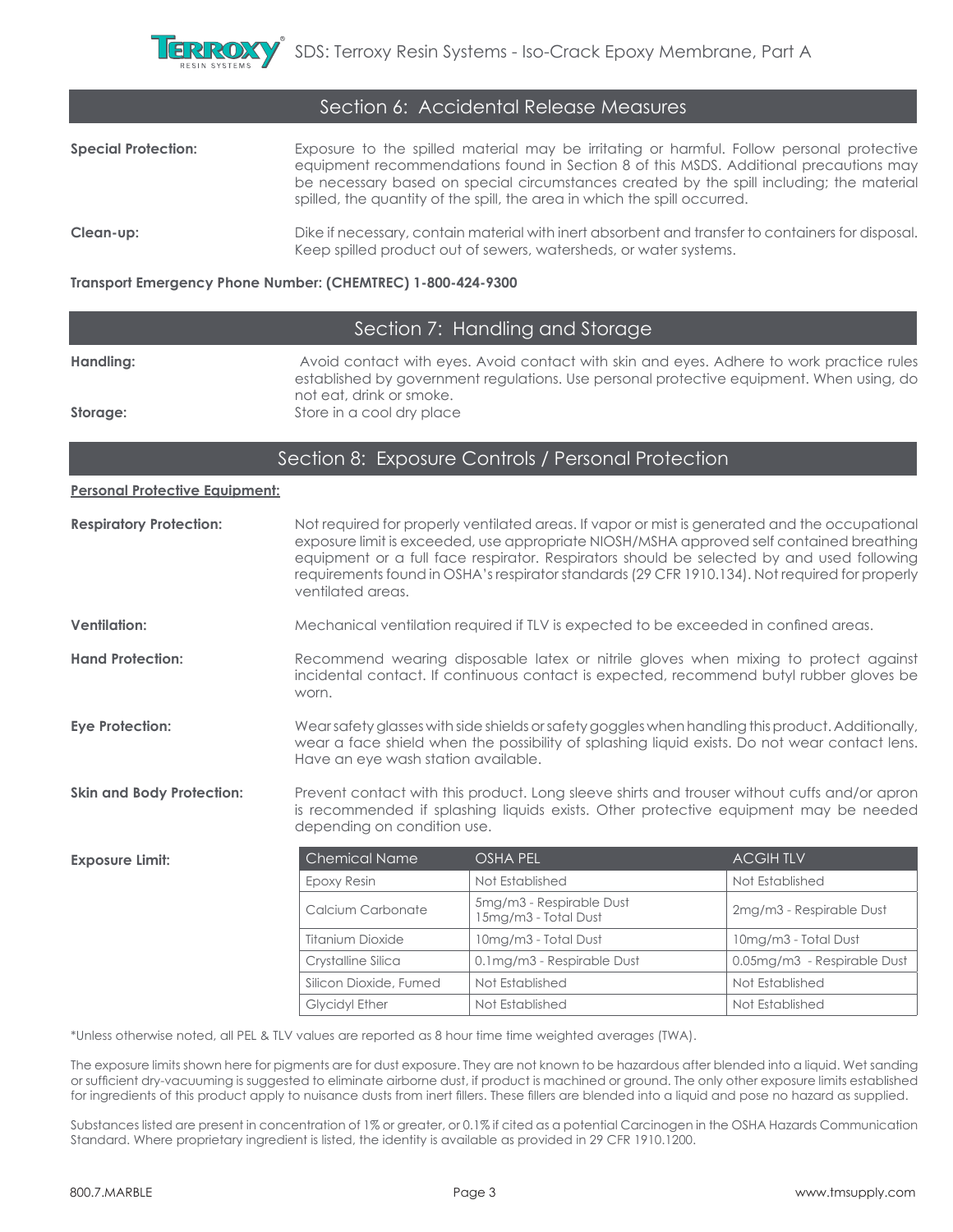## Section 6: Accidental Release Measures

**Special Protection:** Exposure to the spilled material may be irritating or harmful. Follow personal protective equipment recommendations found in Section 8 of this MSDS. Additional precautions may be necessary based on special circumstances created by the spill including; the material spilled, the quantity of the spill, the area in which the spill occurred.

**Clean-up:** Dike if necessary, contain material with inert absorbent and transfer to containers for disposal. Keep spilled product out of sewers, watersheds, or water systems.

**Transport Emergency Phone Number: (CHEMTREC) 1-800-424-9300**

## Section 7: Handling and Storage

**Handling:** Avoid contact with eyes. Avoid contact with skin and eyes. Adhere to work practice rules established by government regulations. Use personal protective equipment. When using, do not eat, drink or smoke.

**Storage:** Store in a cool dry place

## Section 8: Exposure Controls / Personal Protection

**Personal Protective Equipment:**

**Respiratory Protection:** Not required for properly ventilated areas. If vapor or mist is generated and the occupational exposure limit is exceeded, use appropriate NIOSH/MSHA approved self contained breathing equipment or a full face respirator. Respirators should be selected by and used following requirements found in OSHA's respirator standards (29 CFR 1910.134). Not required for properly ventilated areas.

**Ventilation:** Mechanical ventilation required if TLV is expected to be exceeded in confined areas.

**Hand Protection:** Recommend wearing disposable latex or nitrile gloves when mixing to protect against incidental contact. If continuous contact is expected, recommend butyl rubber gloves be worn.

**Eye Protection:** Wear safety glasses with side shields or safety goggles when handling this product. Additionally, wear a face shield when the possibility of splashing liquid exists. Do not wear contact lens. Have an eye wash station available.

**Skin and Body Protection:** Prevent contact with this product. Long sleeve shirts and trouser without cuffs and/or apron is recommended if splashing liquids exists. Other protective equipment may be needed depending on condition use.

**Exposure Limit:**

| Chemical Name | OSHA PEL | ACGIH TLV |
|---|---|---|
| Epoxy Resin | Not Established | Not Established |
| Calcium Carbonate | 5mg/m3 - Respirable Dust<br>15mg/m3 - Total Dust | 2mg/m3 - Respirable Dust |
| Titanium Dioxide | 10mg/m3 - Total Dust | 10mg/m3 - Total Dust |
| Crystalline Silica | 0.1mg/m3 - Respirable Dust | 0.05mg/m3 - Respirable Dust |
| Silicon Dioxide, Fumed | Not Established | Not Established |
| Glycidyl Ether | Not Established | Not Established |

*Unless otherwise noted, all PEL & TLV values are reported as 8 hour time time weighted averages (TWA).

The exposure limits shown here for pigments are for dust exposure. They are not known to be hazardous after blended into a liquid. Wet sanding or sufficient dry-vacuuming is suggested to eliminate airborne dust, if product is machined or ground. The only other exposure limits established for ingredients of this product apply to nuisance dusts from inert fillers. These fillers are blended into a liquid and pose no hazard as supplied.

Substances listed are present in concentration of 1% or greater, or 0.1% if cited as a potential Carcinogen in the OSHA Hazards Communication Standard. Where proprietary ingredient is listed, the identity is available as provided in 29 CFR 1910.1200.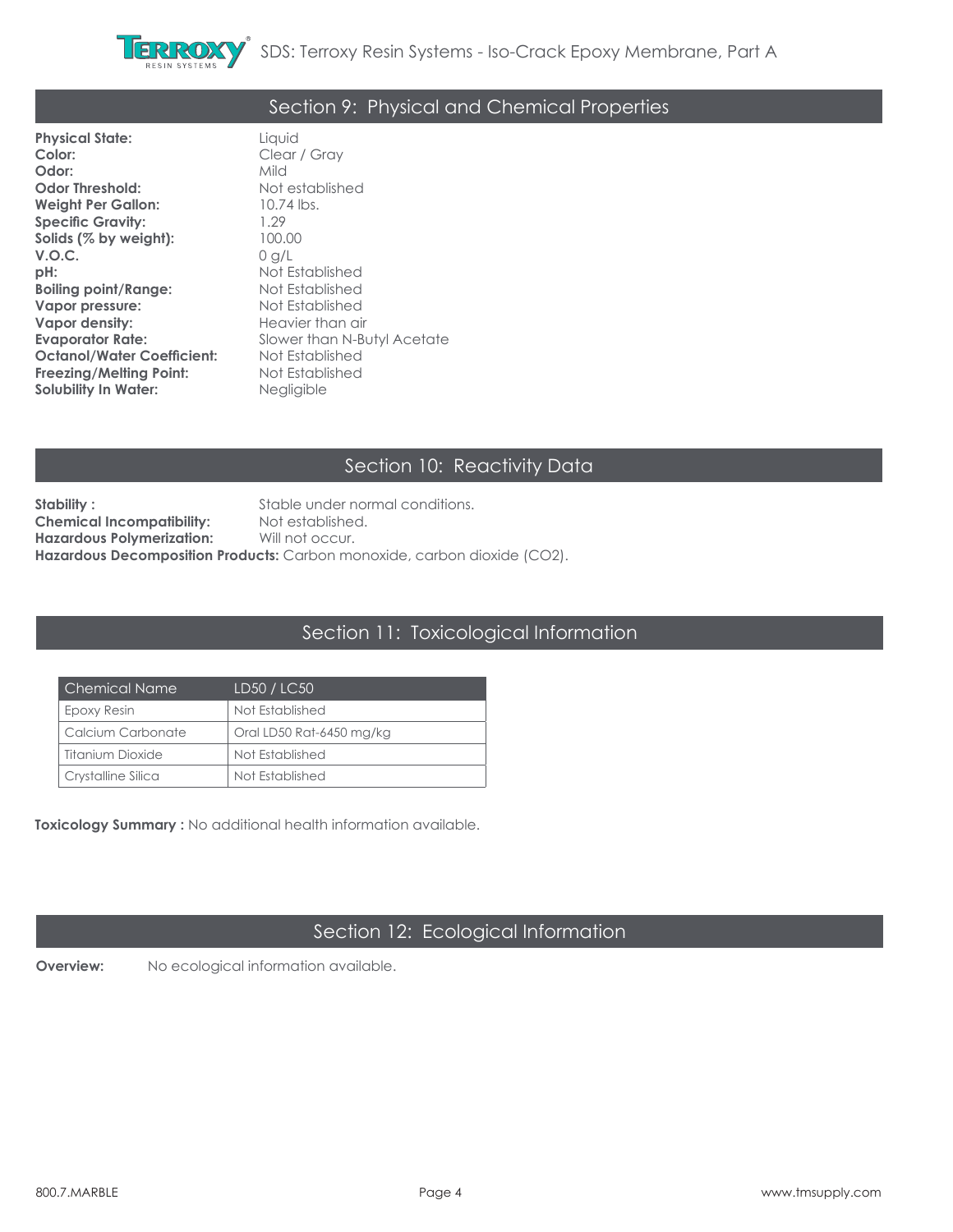## Section 9: Physical and Chemical Properties

**Physical State:** Liquid
**Color:** Clear / Gray
**Odor:** Mild
**Odor Threshold:** Not established
**Weight Per Gallon:** 10.74 lbs.
**Specific Gravity:** 1.29
**Solids (% by weight):** 100.00
**V.O.C.** 0 g/L
**pH:** Not Established
**Boiling point/Range:** Not Established
**Vapor pressure:** Not Established
**Vapor density:** Heavier than air
**Evaporator Rate:** Slower than N-Butyl Acetate
**Octanol/Water Coefficient:** Not Established
**Freezing/Melting Point:** Not Established
**Solubility In Water:** Negligible

## Section 10: Reactivity Data

**Stability :** Stable under normal conditions.
**Chemical Incompatibility:** Not established.
**Hazardous Polymerization:** Will not occur.
**Hazardous Decomposition Products:** Carbon monoxide, carbon dioxide ($CO_2$).

## Section 11: Toxicological Information

| Chemical Name | LD50 / LC50 |
|---|---|
| Epoxy Resin | Not Established |
| Calcium Carbonate | Oral LD50 Rat-6450 mg/kg |
| Titanium Dioxide | Not Established |
| Crystalline Silica | Not Established |

**Toxicology Summary :** No additional health information available.

## Section 12: Ecological Information

**Overview:** No ecological information available.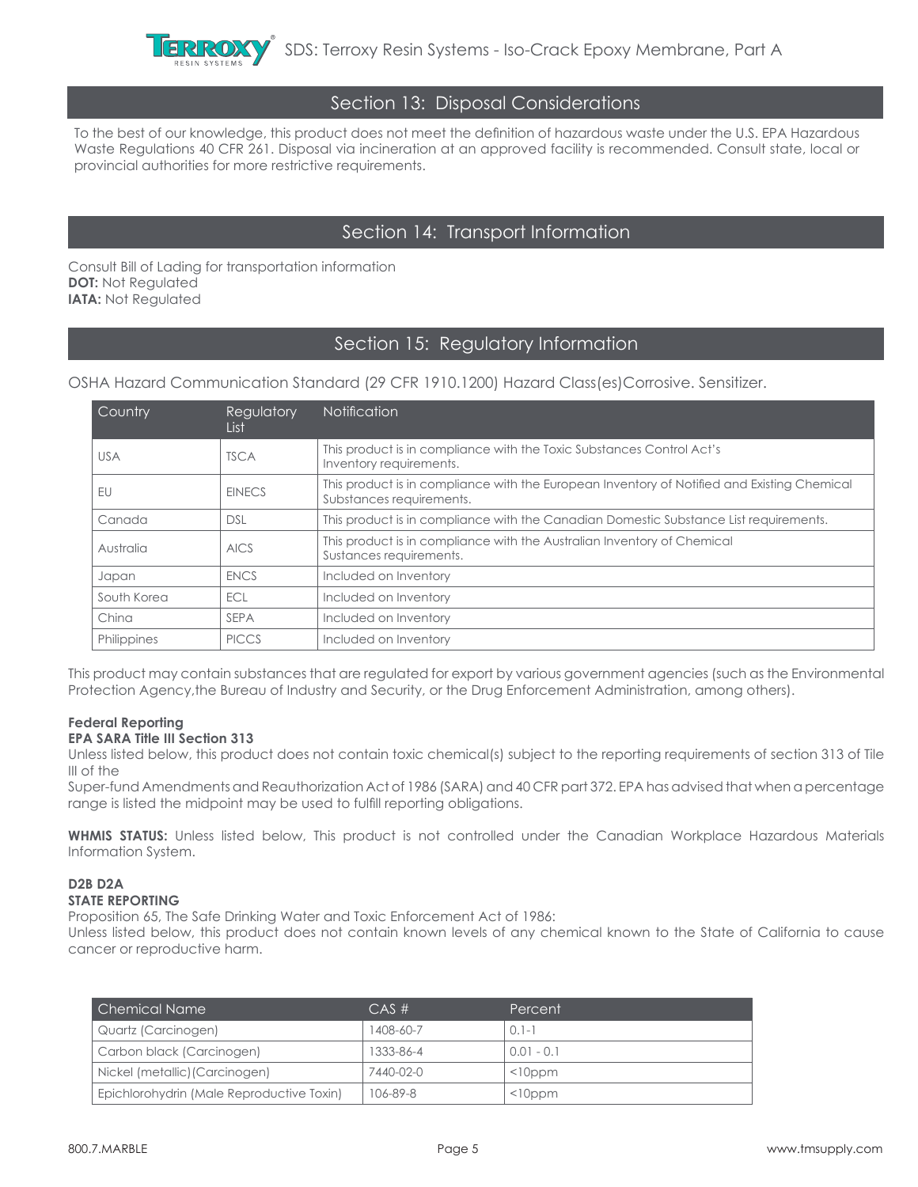## Section 13: Disposal Considerations

To the best of our knowledge, this product does not meet the definition of hazardous waste under the U.S. EPA Hazardous Waste Regulations 40 CFR 261. Disposal via incineration at an approved facility is recommended. Consult state, local or provincial authorities for more restrictive requirements.

## Section 14: Transport Information

Consult Bill of Lading for transportation information
**DOT:** Not Regulated
**IATA:** Not Regulated

## Section 15: Regulatory Information

OSHA Hazard Communication Standard (29 CFR 1910.1200) Hazard Class(es)Corrosive. Sensitizer.

| Country | Regulatory List | Notification |
|---|---|---|
| USA | TSCA | This product is in compliance with the Toxic Substances Control Act's Inventory requirements. |
| EU | EINECS | This product is in compliance with the European Inventory of Notified and Existing Chemical Substances requirements. |
| Canada | DSL | This product is in compliance with the Canadian Domestic Substance List requirements. |
| Australia | AICS | This product is in compliance with the Australian Inventory of Chemical Sustances requirements. |
| Japan | ENCS | Included on Inventory |
| South Korea | ECL | Included on Inventory |
| China | SEPA | Included on Inventory |
| Philippines | PICCS | Included on Inventory |

This product may contain substances that are regulated for export by various government agencies (such as the Environmental Protection Agency,the Bureau of Industry and Security, or the Drug Enforcement Administration, among others).

**Federal Reporting**
**EPA SARA Title III Section 313**
Unless listed below, this product does not contain toxic chemical(s) subject to the reporting requirements of section 313 of Tile III of the
Super-fund Amendments and Reauthorization Act of 1986 (SARA) and 40 CFR part 372. EPA has advised that when a percentage range is listed the midpoint may be used to fulfill reporting obligations.

**WHMIS STATUS:** Unless listed below, This product is not controlled under the Canadian Workplace Hazardous Materials Information System.

**D2B D2A**
**STATE REPORTING**
Proposition 65, The Safe Drinking Water and Toxic Enforcement Act of 1986:
Unless listed below, this product does not contain known levels of any chemical known to the State of California to cause cancer or reproductive harm.

| Chemical Name | CAS # | Percent |
|---|---|---|
| Quartz (Carcinogen) | 1408-60-7 | 0.1-1 |
| Carbon black (Carcinogen) | 1333-86-4 | 0.01 - 0.1 |
| Nickel (metallic)(Carcinogen) | 7440-02-0 | <10ppm |
| Epichlorohydrin (Male Reproductive Toxin) | 106-89-8 | <10ppm |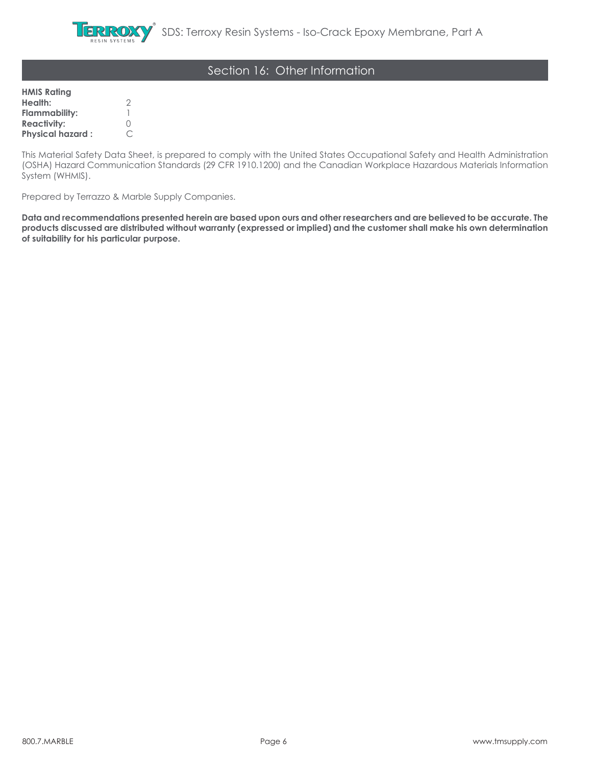## Section 16: Other Information

**HMIS Rating**

| | |
|---|---|
| **Health:** | 2 |
| **Flammability:** | 1 |
| **Reactivity:** | 0 |
| **Physical hazard :** | C |

This Material Safety Data Sheet, is prepared to comply with the United States Occupational Safety and Health Administration (OSHA) Hazard Communication Standards (29 CFR 1910.1200) and the Canadian Workplace Hazardous Materials Information System (WHMIS).

Prepared by Terrazzo & Marble Supply Companies.

**Data and recommendations presented herein are based upon ours and other researchers and are believed to be accurate. The products discussed are distributed without warranty (expressed or implied) and the customer shall make his own determination of suitability for his particular purpose.**